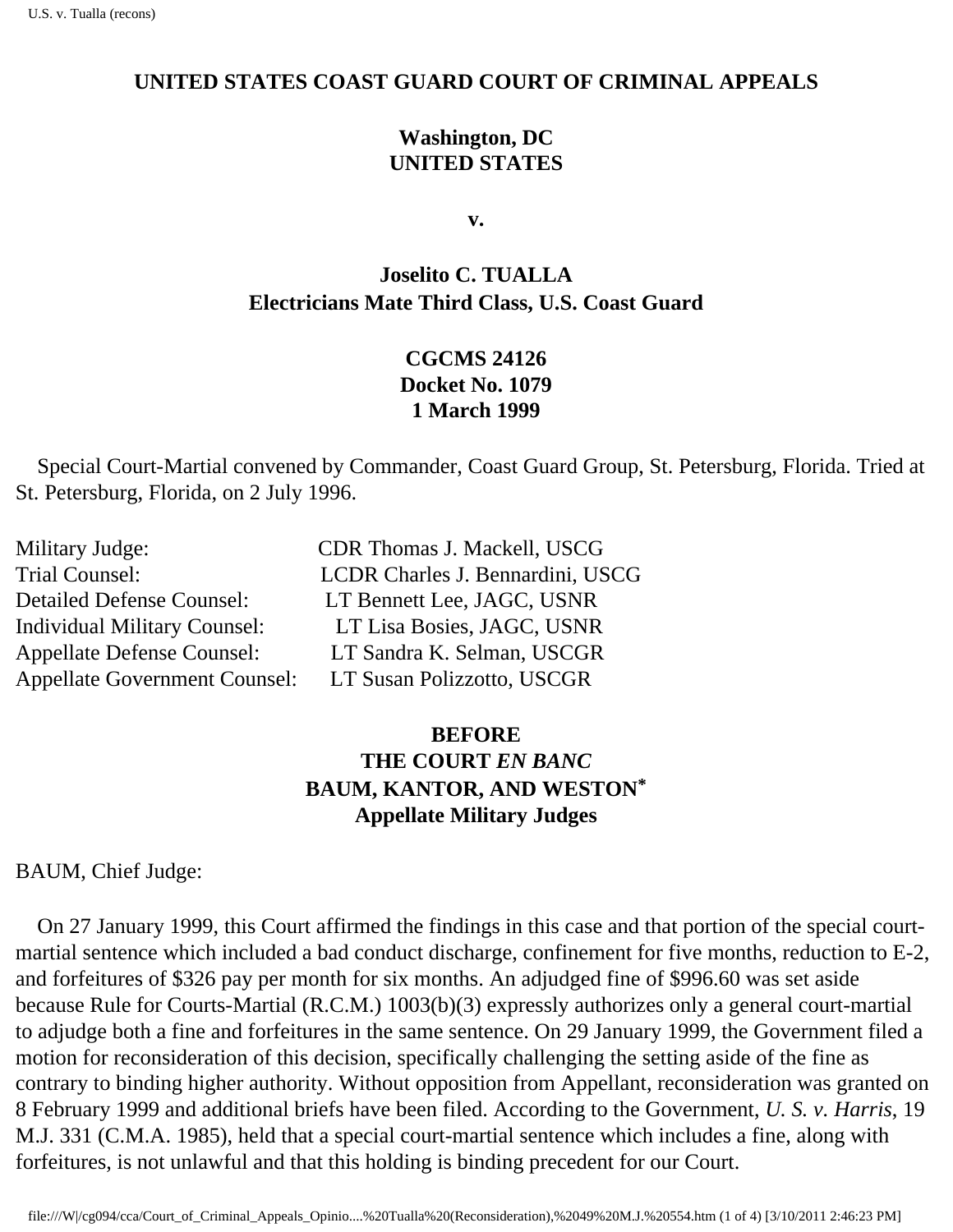**UNITED STATES COAST GUARD COURT OF CRIMINAL APPEALS**

**Washington, DC**
**UNITED STATES**

**v.**

**Joselito C. TUALLA**
**Electricians Mate Third Class, U.S. Coast Guard**

**CGCMS 24126**
**Docket No. 1079**
**1 March 1999**

Special Court-Martial convened by Commander, Coast Guard Group, St. Petersburg, Florida. Tried at St. Petersburg, Florida, on 2 July 1996.

| | |
|---|---|
| Military Judge: | CDR Thomas J. Mackell, USCG |
| Trial Counsel: | LCDR Charles J. Bennardini, USCG |
| Detailed Defense Counsel: | LT Bennett Lee, JAGC, USNR |
| Individual Military Counsel: | LT Lisa Bosies, JAGC, USNR |
| Appellate Defense Counsel: | LT Sandra K. Selman, USCGR |
| Appellate Government Counsel: | LT Susan Polizzotto, USCGR |

**BEFORE**
**THE COURT *EN BANC***
**BAUM, KANTOR, AND WESTON***
**Appellate Military Judges**

BAUM, Chief Judge:

On 27 January 1999, this Court affirmed the findings in this case and that portion of the special court-martial sentence which included a bad conduct discharge, confinement for five months, reduction to E-2, and forfeitures of $326 pay per month for six months. An adjudged fine of $996.60 was set aside because Rule for Courts-Martial (R.C.M.) 1003(b)(3) expressly authorizes only a general court-martial to adjudge both a fine and forfeitures in the same sentence. On 29 January 1999, the Government filed a motion for reconsideration of this decision, specifically challenging the setting aside of the fine as contrary to binding higher authority. Without opposition from Appellant, reconsideration was granted on 8 February 1999 and additional briefs have been filed. According to the Government, *U. S. v. Harris*, 19 M.J. 331 (C.M.A. 1985), held that a special court-martial sentence which includes a fine, along with forfeitures, is not unlawful and that this holding is binding precedent for our Court.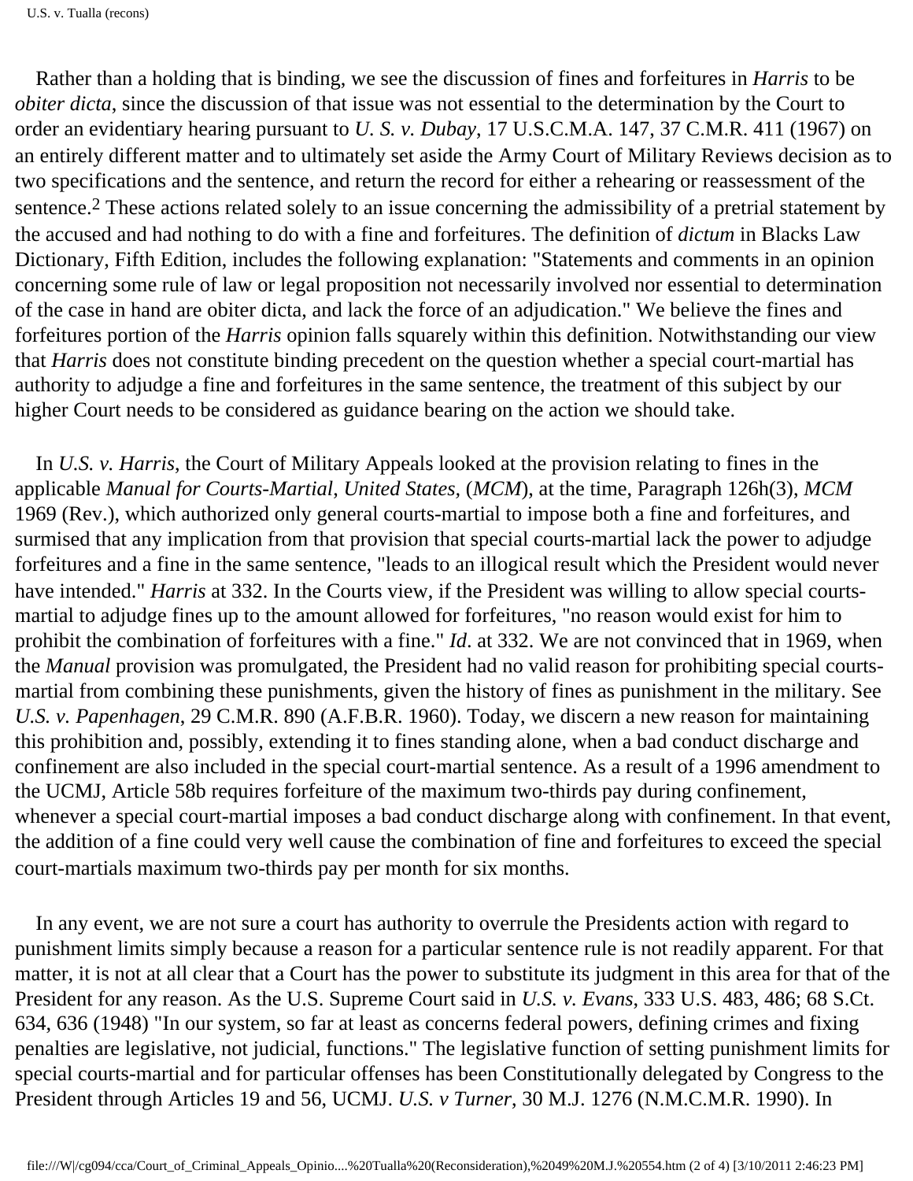Rather than a holding that is binding, we see the discussion of fines and forfeitures in *Harris* to be *obiter dicta*, since the discussion of that issue was not essential to the determination by the Court to order an evidentiary hearing pursuant to *U. S. v. Dubay*, 17 U.S.C.M.A. 147, 37 C.M.R. 411 (1967) on an entirely different matter and to ultimately set aside the Army Court of Military Reviews decision as to two specifications and the sentence, and return the record for either a rehearing or reassessment of the sentence.[2] These actions related solely to an issue concerning the admissibility of a pretrial statement by the accused and had nothing to do with a fine and forfeitures. The definition of *dictum* in Blacks Law Dictionary, Fifth Edition, includes the following explanation: "Statements and comments in an opinion concerning some rule of law or legal proposition not necessarily involved nor essential to determination of the case in hand are obiter dicta, and lack the force of an adjudication." We believe the fines and forfeitures portion of the *Harris* opinion falls squarely within this definition. Notwithstanding our view that *Harris* does not constitute binding precedent on the question whether a special court-martial has authority to adjudge a fine and forfeitures in the same sentence, the treatment of this subject by our higher Court needs to be considered as guidance bearing on the action we should take.

In *U.S. v. Harris*, the Court of Military Appeals looked at the provision relating to fines in the applicable *Manual for Courts-Martial, United States*, (*MCM*), at the time, Paragraph 126h(3), *MCM* 1969 (Rev.), which authorized only general courts-martial to impose both a fine and forfeitures, and surmised that any implication from that provision that special courts-martial lack the power to adjudge forfeitures and a fine in the same sentence, "leads to an illogical result which the President would never have intended." *Harris* at 332. In the Courts view, if the President was willing to allow special courts-martial to adjudge fines up to the amount allowed for forfeitures, "no reason would exist for him to prohibit the combination of forfeitures with a fine." *Id*. at 332. We are not convinced that in 1969, when the *Manual* provision was promulgated, the President had no valid reason for prohibiting special courts-martial from combining these punishments, given the history of fines as punishment in the military. See *U.S. v. Papenhagen*, 29 C.M.R. 890 (A.F.B.R. 1960). Today, we discern a new reason for maintaining this prohibition and, possibly, extending it to fines standing alone, when a bad conduct discharge and confinement are also included in the special court-martial sentence. As a result of a 1996 amendment to the UCMJ, Article 58b requires forfeiture of the maximum two-thirds pay during confinement, whenever a special court-martial imposes a bad conduct discharge along with confinement. In that event, the addition of a fine could very well cause the combination of fine and forfeitures to exceed the special court-martials maximum two-thirds pay per month for six months.

In any event, we are not sure a court has authority to overrule the Presidents action with regard to punishment limits simply because a reason for a particular sentence rule is not readily apparent. For that matter, it is not at all clear that a Court has the power to substitute its judgment in this area for that of the President for any reason. As the U.S. Supreme Court said in *U.S. v. Evans*, 333 U.S. 483, 486; 68 S.Ct. 634, 636 (1948) "In our system, so far at least as concerns federal powers, defining crimes and fixing penalties are legislative, not judicial, functions." The legislative function of setting punishment limits for special courts-martial and for particular offenses has been Constitutionally delegated by Congress to the President through Articles 19 and 56, UCMJ. *U.S. v Turner*, 30 M.J. 1276 (N.M.C.M.R. 1990). In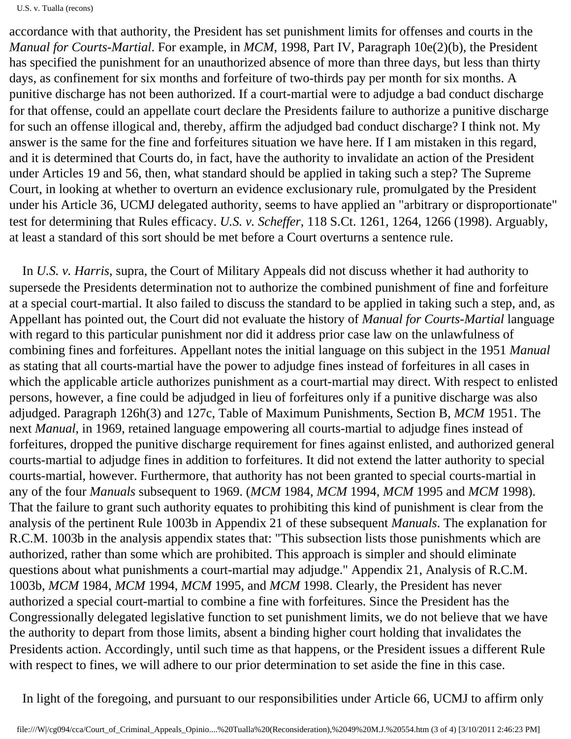accordance with that authority, the President has set punishment limits for offenses and courts in the *Manual for Courts-Martial*. For example, in *MCM*, 1998, Part IV, Paragraph 10e(2)(b), the President has specified the punishment for an unauthorized absence of more than three days, but less than thirty days, as confinement for six months and forfeiture of two-thirds pay per month for six months. A punitive discharge has not been authorized. If a court-martial were to adjudge a bad conduct discharge for that offense, could an appellate court declare the Presidents failure to authorize a punitive discharge for such an offense illogical and, thereby, affirm the adjudged bad conduct discharge? I think not. My answer is the same for the fine and forfeitures situation we have here. If I am mistaken in this regard, and it is determined that Courts do, in fact, have the authority to invalidate an action of the President under Articles 19 and 56, then, what standard should be applied in taking such a step? The Supreme Court, in looking at whether to overturn an evidence exclusionary rule, promulgated by the President under his Article 36, UCMJ delegated authority, seems to have applied an "arbitrary or disproportionate" test for determining that Rules efficacy. *U.S. v. Scheffer*, 118 S.Ct. 1261, 1264, 1266 (1998). Arguably, at least a standard of this sort should be met before a Court overturns a sentence rule.

In *U.S. v. Harris*, supra, the Court of Military Appeals did not discuss whether it had authority to supersede the Presidents determination not to authorize the combined punishment of fine and forfeiture at a special court-martial. It also failed to discuss the standard to be applied in taking such a step, and, as Appellant has pointed out, the Court did not evaluate the history of *Manual for Courts-Martial* language with regard to this particular punishment nor did it address prior case law on the unlawfulness of combining fines and forfeitures. Appellant notes the initial language on this subject in the 1951 *Manual* as stating that all courts-martial have the power to adjudge fines instead of forfeitures in all cases in which the applicable article authorizes punishment as a court-martial may direct. With respect to enlisted persons, however, a fine could be adjudged in lieu of forfeitures only if a punitive discharge was also adjudged. Paragraph 126h(3) and 127c, Table of Maximum Punishments, Section B, *MCM* 1951. The next *Manual*, in 1969, retained language empowering all courts-martial to adjudge fines instead of forfeitures, dropped the punitive discharge requirement for fines against enlisted, and authorized general courts-martial to adjudge fines in addition to forfeitures. It did not extend the latter authority to special courts-martial, however. Furthermore, that authority has not been granted to special courts-martial in any of the four *Manuals* subsequent to 1969. (*MCM* 1984, *MCM* 1994, *MCM* 1995 and *MCM* 1998). That the failure to grant such authority equates to prohibiting this kind of punishment is clear from the analysis of the pertinent Rule 1003b in Appendix 21 of these subsequent *Manuals*. The explanation for R.C.M. 1003b in the analysis appendix states that: "This subsection lists those punishments which are authorized, rather than some which are prohibited. This approach is simpler and should eliminate questions about what punishments a court-martial may adjudge." Appendix 21, Analysis of R.C.M. 1003b, *MCM* 1984, *MCM* 1994, *MCM* 1995, and *MCM* 1998. Clearly, the President has never authorized a special court-martial to combine a fine with forfeitures. Since the President has the Congressionally delegated legislative function to set punishment limits, we do not believe that we have the authority to depart from those limits, absent a binding higher court holding that invalidates the Presidents action. Accordingly, until such time as that happens, or the President issues a different Rule with respect to fines, we will adhere to our prior determination to set aside the fine in this case.

In light of the foregoing, and pursuant to our responsibilities under Article 66, UCMJ to affirm only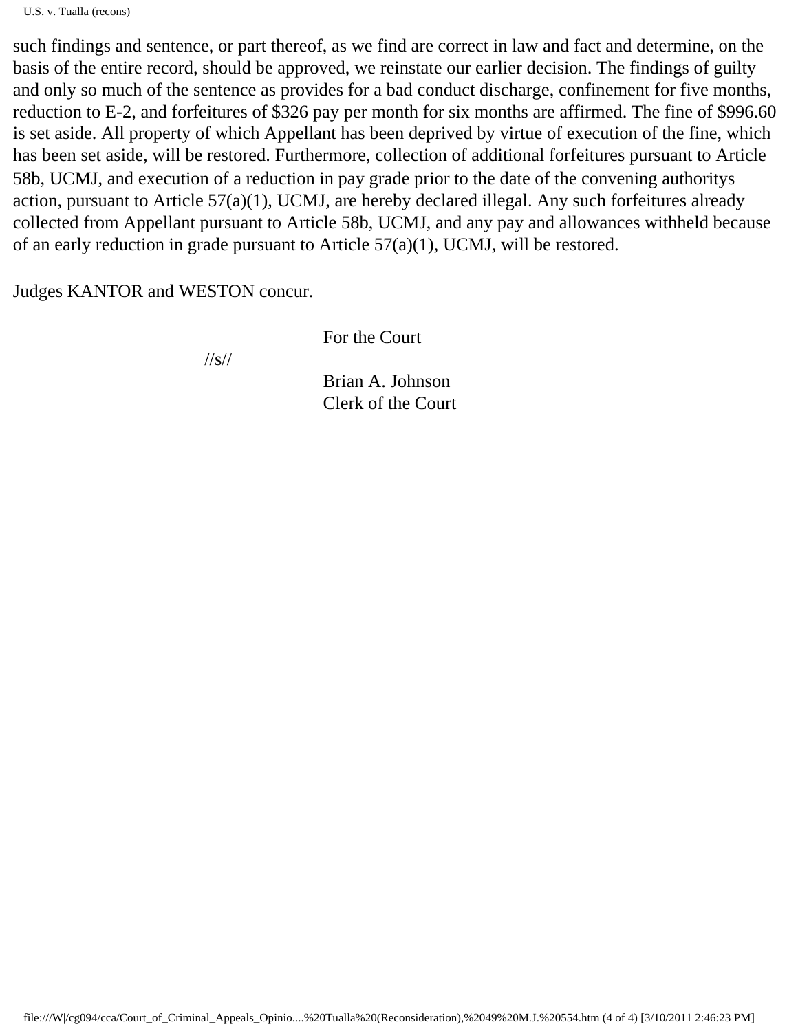such findings and sentence, or part thereof, as we find are correct in law and fact and determine, on the basis of the entire record, should be approved, we reinstate our earlier decision. The findings of guilty and only so much of the sentence as provides for a bad conduct discharge, confinement for five months, reduction to E-2, and forfeitures of $326 pay per month for six months are affirmed. The fine of $996.60 is set aside. All property of which Appellant has been deprived by virtue of execution of the fine, which has been set aside, will be restored. Furthermore, collection of additional forfeitures pursuant to Article 58b, UCMJ, and execution of a reduction in pay grade prior to the date of the convening authoritys action, pursuant to Article 57(a)(1), UCMJ, are hereby declared illegal. Any such forfeitures already collected from Appellant pursuant to Article 58b, UCMJ, and any pay and allowances withheld because of an early reduction in grade pursuant to Article 57(a)(1), UCMJ, will be restored.

Judges KANTOR and WESTON concur.

For the Court

//s//

Brian A. Johnson
Clerk of the Court